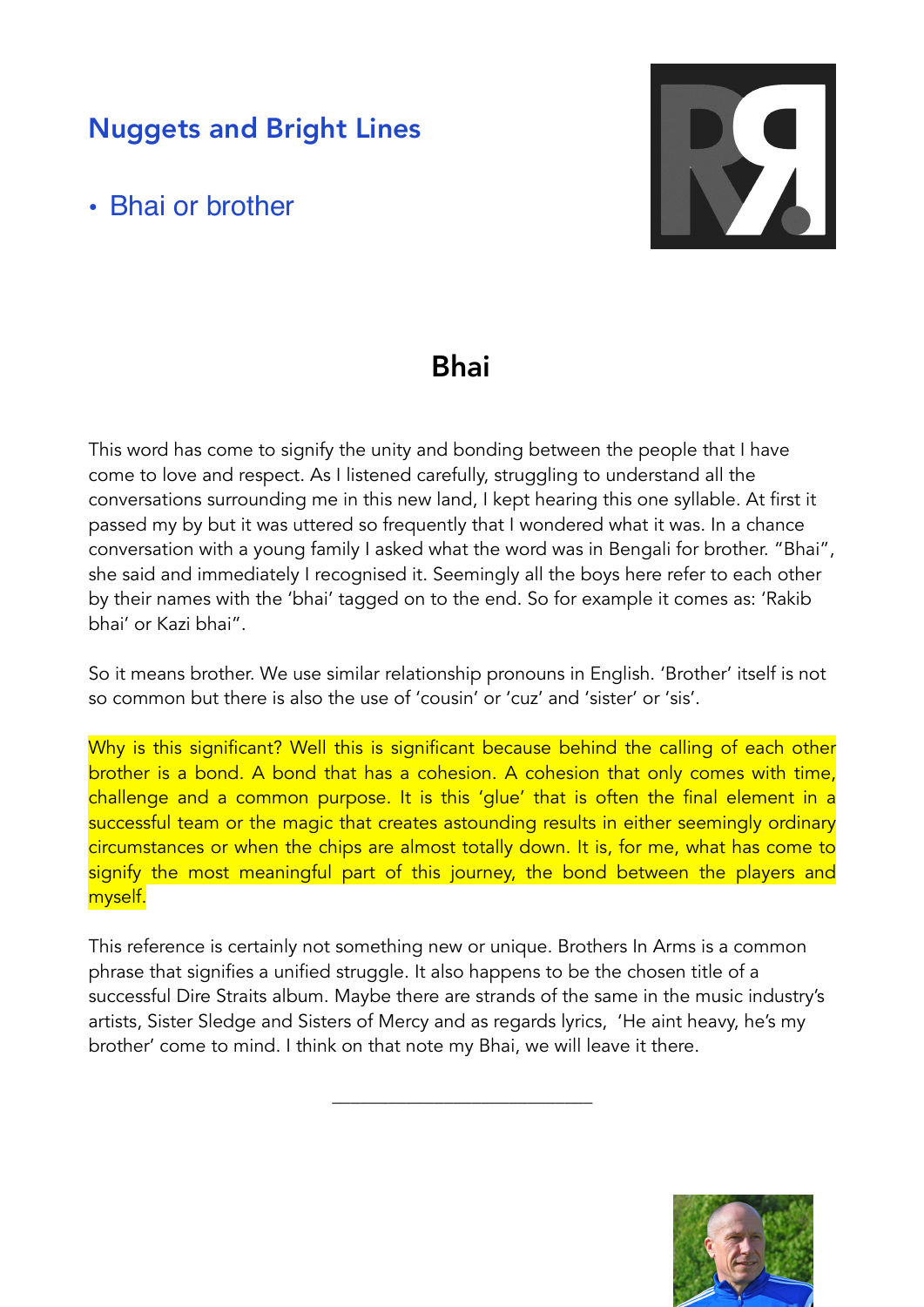## Nuggets and Bright Lines

- Bhai or brother

# Bhai

This word has come to signify the unity and bonding between the people that I have come to love and respect. As I listened carefully, struggling to understand all the conversations surrounding me in this new land, I kept hearing this one syllable. At first it passed my by but it was uttered so frequently that I wondered what it was. In a chance conversation with a young family I asked what the word was in Bengali for brother. "Bhai", she said and immediately I recognised it. Seemingly all the boys here refer to each other by their names with the 'bhai' tagged on to the end. So for example it comes as: 'Rakib bhai' or Kazi bhai".

So it means brother. We use similar relationship pronouns in English. 'Brother' itself is not so common but there is also the use of 'cousin' or 'cuz' and 'sister' or 'sis'.

Why is this significant? Well this is significant because behind the calling of each other brother is a bond. A bond that has a cohesion. A cohesion that only comes with time, challenge and a common purpose. It is this 'glue' that is often the final element in a successful team or the magic that creates astounding results in either seemingly ordinary circumstances or when the chips are almost totally down. It is, for me, what has come to signify the most meaningful part of this journey, the bond between the players and myself.

This reference is certainly not something new or unique. Brothers In Arms is a common phrase that signifies a unified struggle. It also happens to be the chosen title of a successful Dire Straits album. Maybe there are strands of the same in the music industry's artists, Sister Sledge and Sisters of Mercy and as regards lyrics, 'He aint heavy, he's my brother' come to mind. I think on that note my Bhai, we will leave it there.

---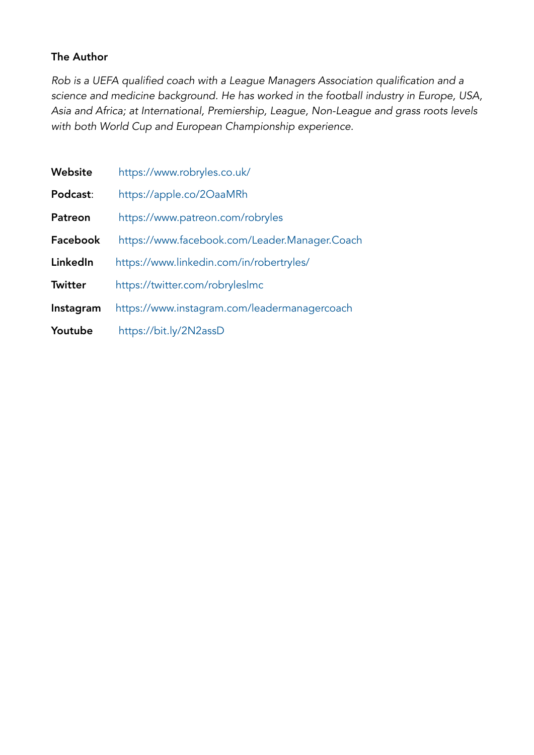**The Author**

*Rob is a UEFA qualified coach with a League Managers Association qualification and a science and medicine background. He has worked in the football industry in Europe, USA, Asia and Africa; at International, Premiership, League, Non-League and grass roots levels with both World Cup and European Championship experience.*

**Website** https://www.robryles.co.uk/

**Podcast**: https://apple.co/2OaaMRh

**Patreon** https://www.patreon.com/robryles

**Facebook** https://www.facebook.com/Leader.Manager.Coach

**LinkedIn** https://www.linkedin.com/in/robertryles/

**Twitter** https://twitter.com/robryleslmc

**Instagram** https://www.instagram.com/leadermanagercoach

**Youtube** https://bit.ly/2N2assD